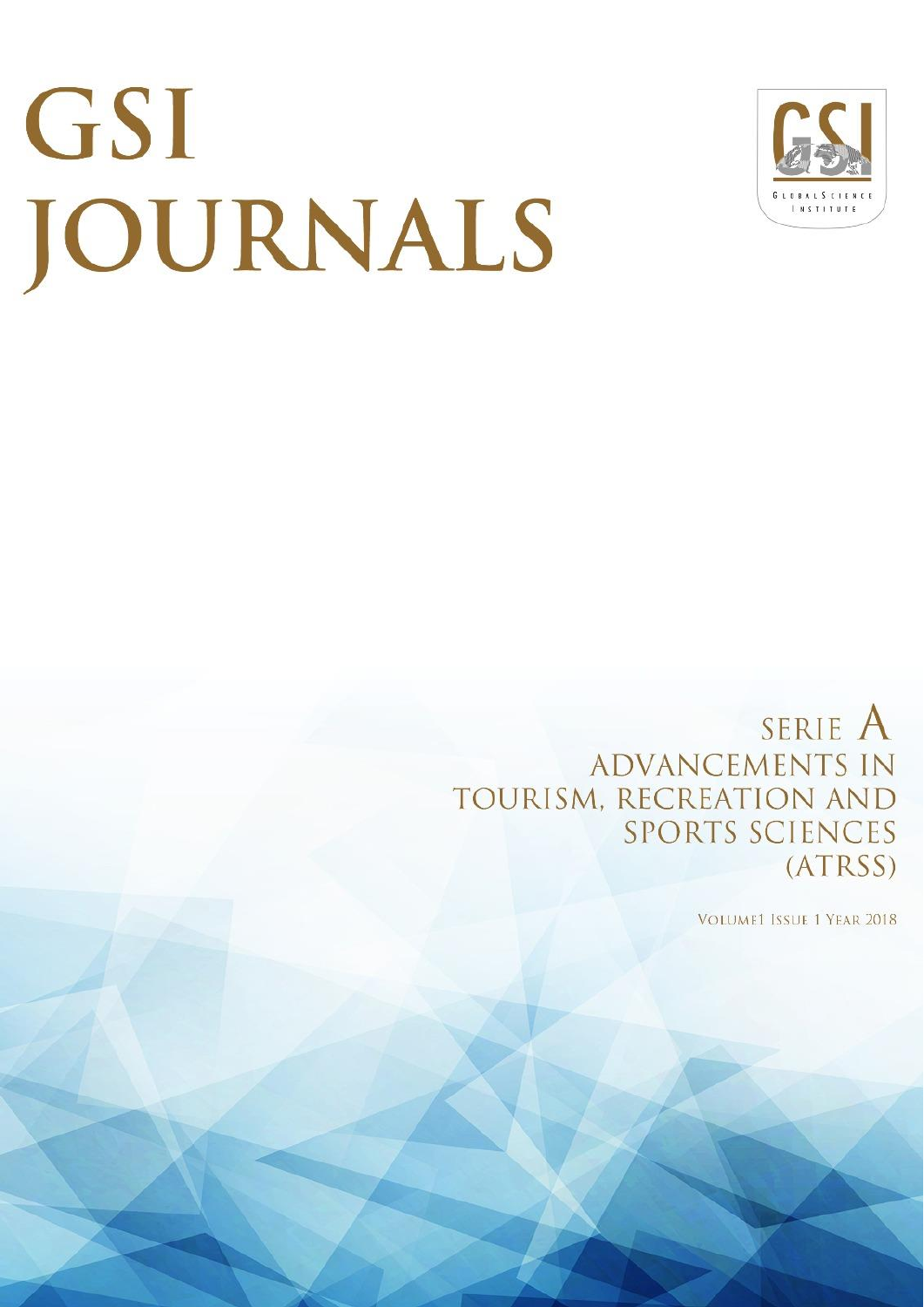# GSI JOURNALS

GLOBAL SCIENCE INSTITUTE

## SERIE A
## ADVANCEMENTS IN TOURISM, RECREATION AND SPORTS SCIENCES (ATRSS)

VOLUME1 ISSUE 1 YEAR 2018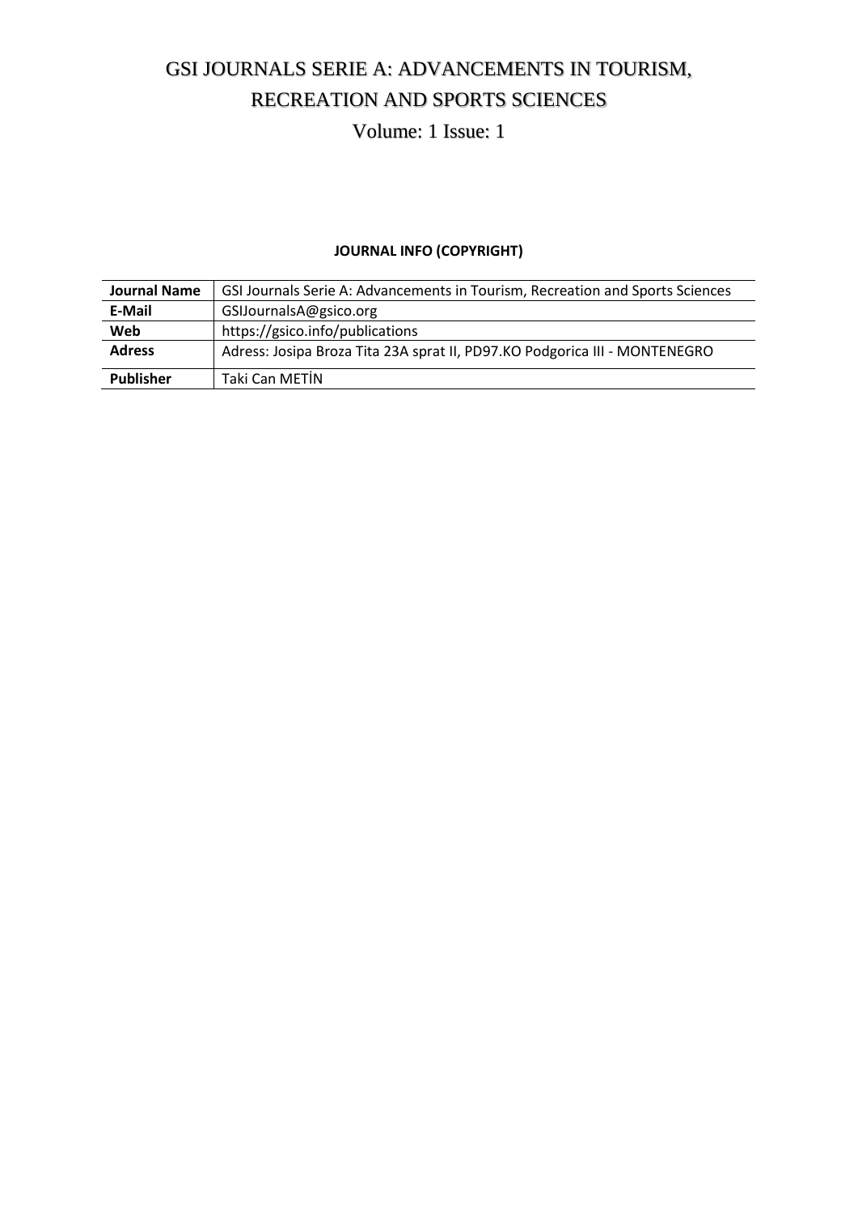# GSI JOURNALS SERIE A: ADVANCEMENTS IN TOURISM, RECREATION AND SPORTS SCIENCES

Volume: 1 Issue: 1

**JOURNAL INFO (COPYRIGHT)**

| **Journal Name** | GSI Journals Serie A: Advancements in Tourism, Recreation and Sports Sciences |
|---|---|
| **E-Mail** | GSIJournalsA@gsico.org |
| **Web** | https://gsico.info/publications |
| **Adress** | Adress: Josipa Broza Tita 23A sprat II, PD97.KO Podgorica III - MONTENEGRO |
| **Publisher** | Taki Can METİN |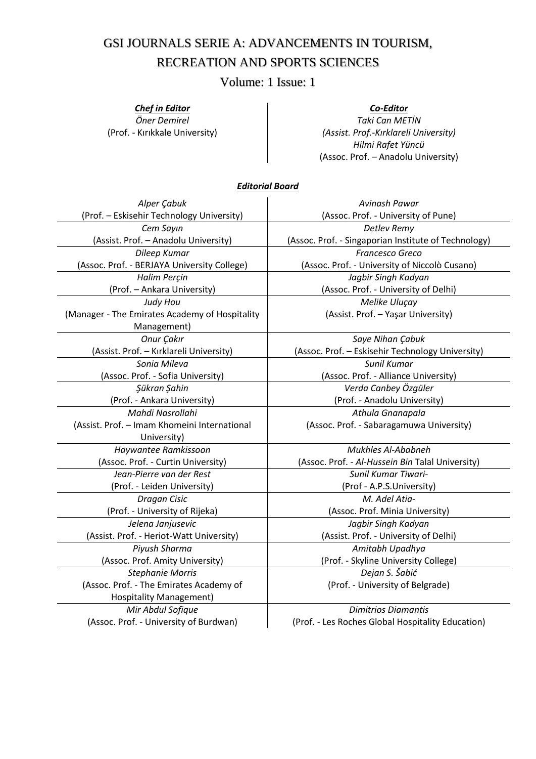# GSI JOURNALS SERIE A: ADVANCEMENTS IN TOURISM, RECREATION AND SPORTS SCIENCES

## Volume: 1 Issue: 1

***Chef in Editor***

*Öner Demirel*

(Prof. - Kırıkkale University)

***Co-Editor***

*Taki Can METİN*

*(Assist. Prof.-Kırklareli University)*

*Hilmi Rafet Yüncü*

(Assoc. Prof. – Anadolu University)

***Editorial Board***

| | |
|---|---|
| *Alper Çabuk*<br>(Prof. – Eskisehir Technology University) | *Avinash Pawar*<br>(Assoc. Prof. - University of Pune) |
| *Cem Sayın*<br>(Assist. Prof. – Anadolu University) | *Detlev Remy*<br>(Assoc. Prof. - Singaporian Institute of Technology) |
| *Dileep Kumar*<br>(Assoc. Prof. - BERJAYA University College) | *Francesco Greco*<br>(Assoc. Prof. - University of Niccolò Cusano) |
| *Halim Perçin*<br>(Prof. – Ankara University) | *Jagbir Singh Kadyan*<br>(Assoc. Prof. - University of Delhi) |
| *Judy Hou*<br>(Manager - The Emirates Academy of Hospitality Management) | *Melike Uluçay*<br>(Assist. Prof. – Yaşar University) |
| *Onur Çakır*<br>(Assist. Prof. – Kırklareli University) | *Saye Nihan Çabuk*<br>(Assoc. Prof. – Eskisehir Technology University) |
| *Sonia Mileva*<br>(Assoc. Prof. - Sofia University) | *Sunil Kumar*<br>(Assoc. Prof. - Alliance University) |
| *Şükran Şahin*<br>(Prof. - Ankara University) | *Verda Canbey Özgüler*<br>(Prof. - Anadolu University) |
| *Mahdi Nasrollahi*<br>(Assist. Prof. – Imam Khomeini International University) | *Athula Gnanapala*<br>(Assoc. Prof. - Sabaragamuwa University) |
| *Haywantee Ramkissoon*<br>(Assoc. Prof. - Curtin University) | *Mukhles Al-Ababneh*<br>(Assoc. Prof. - *Al-Hussein Bin* Talal University) |
| *Jean-Pierre van der Rest*<br>(Prof. - Leiden University) | *Sunil Kumar Tiwari-*<br>(Prof - A.P.S.University) |
| *Dragan Cisic*<br>(Prof. - University of Rijeka) | *M. Adel Atia-*<br>(Assoc. Prof. Minia University) |
| *Jelena Janjusevic*<br>(Assist. Prof. - Heriot-Watt University) | *Jagbir Singh Kadyan*<br>(Assist. Prof. - University of Delhi) |
| *Piyush Sharma*<br>(Assoc. Prof. Amity University) | *Amitabh Upadhya*<br>(Prof. - Skyline University College) |
| *Stephanie Morris*<br>(Assoc. Prof. - The Emirates Academy of Hospitality Management) | *Dejan S. Šabić*<br>(Prof. - University of Belgrade) |
| *Mir Abdul Sofique*<br>(Assoc. Prof. - University of Burdwan) | *Dimitrios Diamantis*<br>(Prof. - Les Roches Global Hospitality Education) |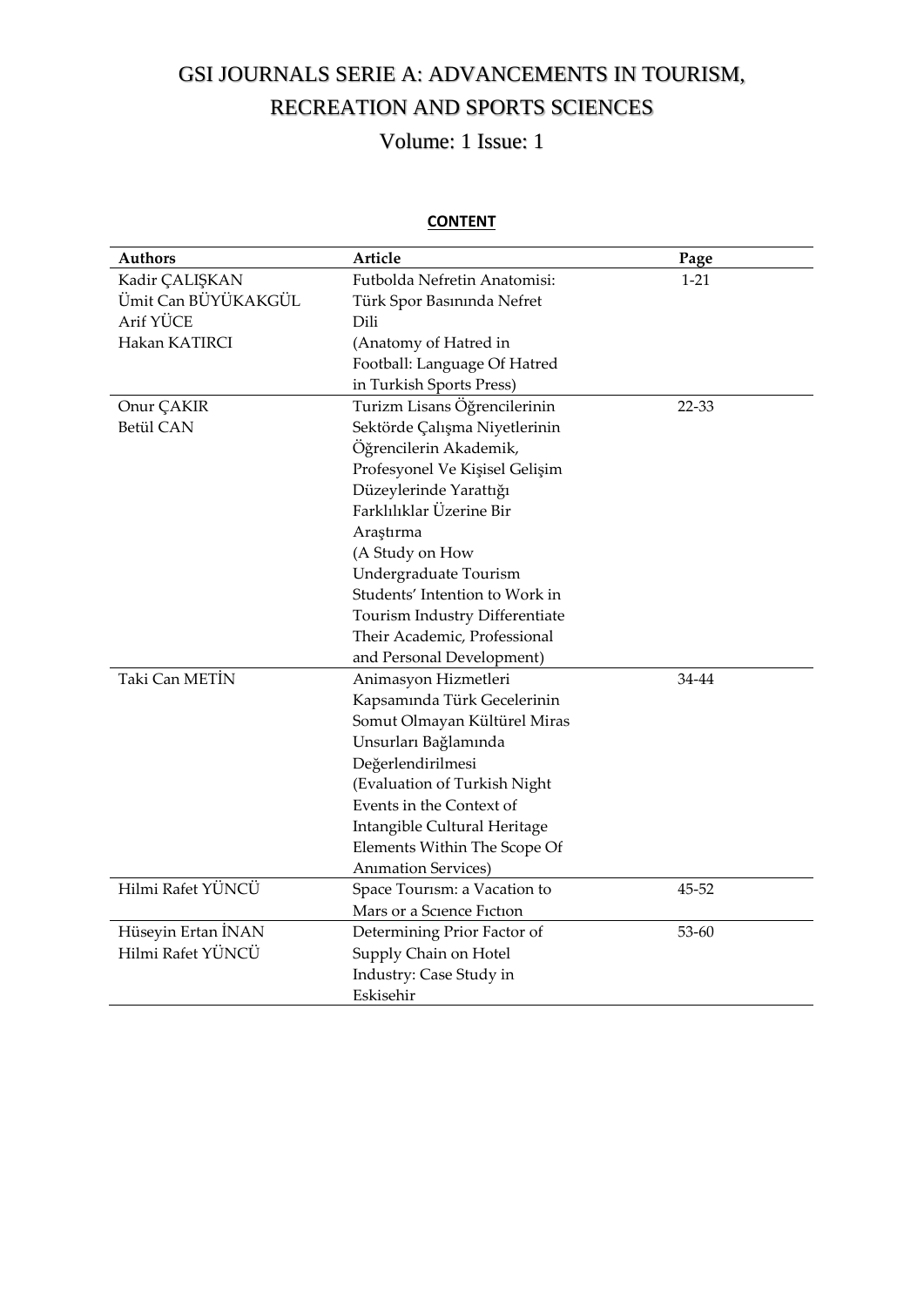# GSI JOURNALS SERIE A: ADVANCEMENTS IN TOURISM, RECREATION AND SPORTS SCIENCES

## Volume: 1 Issue: 1

**CONTENT**

| Authors | Article | Page |
|---|---|---|
| Kadir ÇALIŞKAN<br>Ümit Can BÜYÜKAKGÜL<br>Arif YÜCE<br>Hakan KATIRCI | Futbolda Nefretin Anatomisi: Türk Spor Basınında Nefret Dili (Anatomy of Hatred in Football: Language Of Hatred in Turkish Sports Press) | 1-21 |
| Onur ÇAKIR<br>Betül CAN | Turizm Lisans Öğrencilerinin Sektörde Çalışma Niyetlerinin Öğrencilerin Akademik, Profesyonel Ve Kişisel Gelişim Düzeylerinde Yarattığı Farklılıklar Üzerine Bir Araştırma (A Study on How Undergraduate Tourism Students' Intention to Work in Tourism Industry Differentiate Their Academic, Professional and Personal Development) | 22-33 |
| Taki Can METİN | Animasyon Hizmetleri Kapsamında Türk Gecelerinin Somut Olmayan Kültürel Miras Unsurları Bağlamında Değerlendirilmesi (Evaluation of Turkish Night Events in the Context of Intangible Cultural Heritage Elements Within The Scope Of Anımation Services) | 34-44 |
| Hilmi Rafet YÜNCÜ | Space Tourısm: a Vacation to Mars or a Scıence Fıctıon | 45-52 |
| Hüseyin Ertan İNAN<br>Hilmi Rafet YÜNCÜ | Determining Prior Factor of Supply Chain on Hotel Industry: Case Study in Eskisehir | 53-60 |